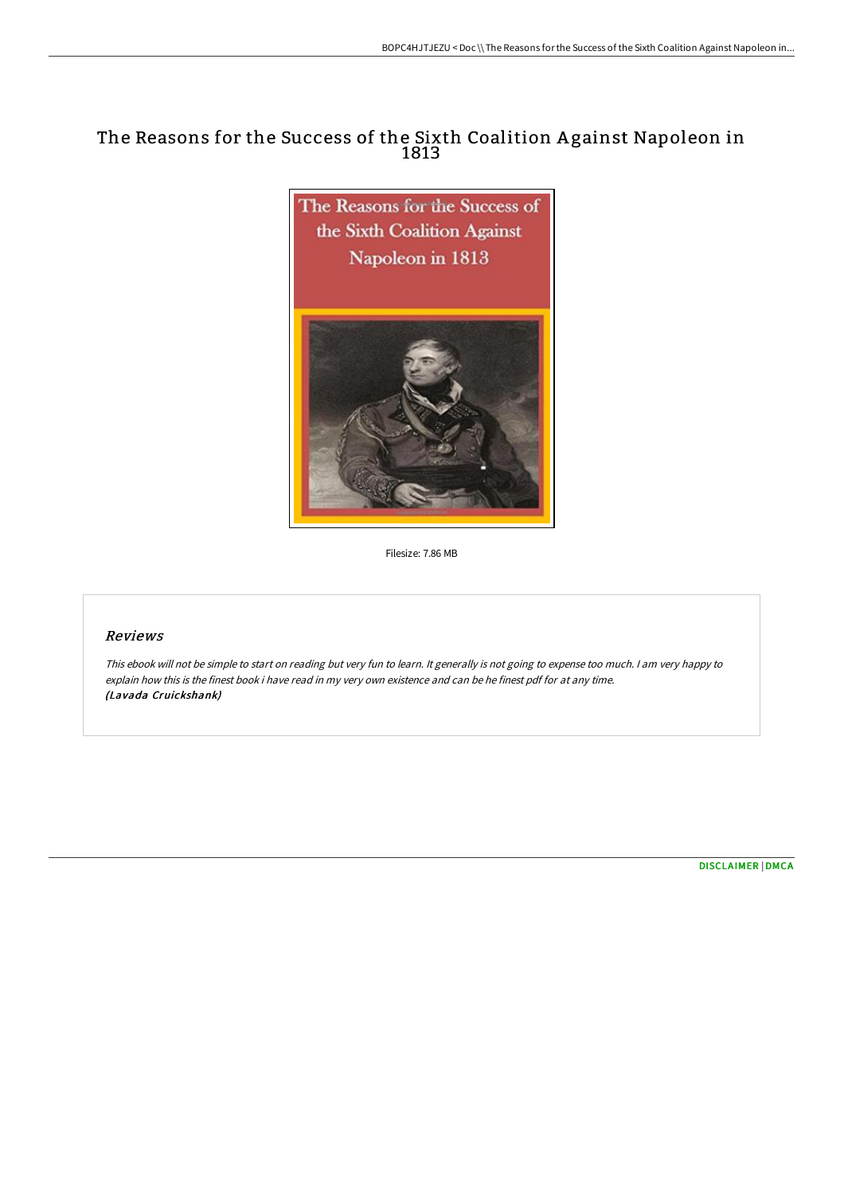# The Reasons for the Success of the Sixth Coalition Against Napoleon in 1813

Filesize: 7.86 MB

## *Reviews*

*This ebook will not be simple to start on reading but very fun to learn. It generally is not going to expense too much. I am very happy to explain how this is the finest book i have read in my very own existence and can be he finest pdf for at any time.*
***(Lavada Cruickshank)***

DISCLAIMER | DMCA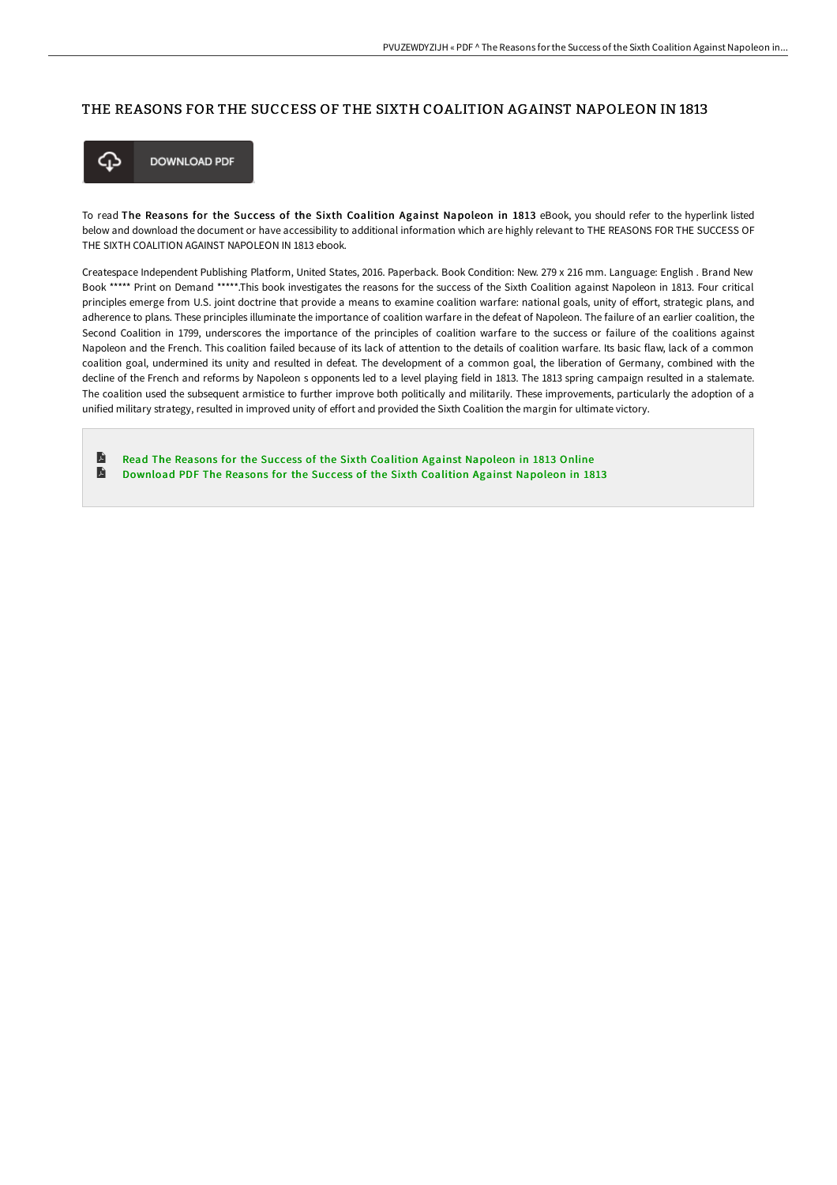# THE REASONS FOR THE SUCCESS OF THE SIXTH COALITION AGAINST NAPOLEON IN 1813

DOWNLOAD PDF

To read **The Reasons for the Success of the Sixth Coalition Against Napoleon in 1813** eBook, you should refer to the hyperlink listed below and download the document or have accessibility to additional information which are highly relevant to THE REASONS FOR THE SUCCESS OF THE SIXTH COALITION AGAINST NAPOLEON IN 1813 ebook.

Createspace Independent Publishing Platform, United States, 2016. Paperback. Book Condition: New. 279 x 216 mm. Language: English . Brand New Book ***** Print on Demand *****.This book investigates the reasons for the success of the Sixth Coalition against Napoleon in 1813. Four critical principles emerge from U.S. joint doctrine that provide a means to examine coalition warfare: national goals, unity of effort, strategic plans, and adherence to plans. These principles illuminate the importance of coalition warfare in the defeat of Napoleon. The failure of an earlier coalition, the Second Coalition in 1799, underscores the importance of the principles of coalition warfare to the success or failure of the coalitions against Napoleon and the French. This coalition failed because of its lack of attention to the details of coalition warfare. Its basic flaw, lack of a common coalition goal, undermined its unity and resulted in defeat. The development of a common goal, the liberation of Germany, combined with the decline of the French and reforms by Napoleon s opponents led to a level playing field in 1813. The 1813 spring campaign resulted in a stalemate. The coalition used the subsequent armistice to further improve both politically and militarily. These improvements, particularly the adoption of a unified military strategy, resulted in improved unity of effort and provided the Sixth Coalition the margin for ultimate victory.

- Read The Reasons for the Success of the Sixth Coalition Against Napoleon in 1813 Online
- Download PDF The Reasons for the Success of the Sixth Coalition Against Napoleon in 1813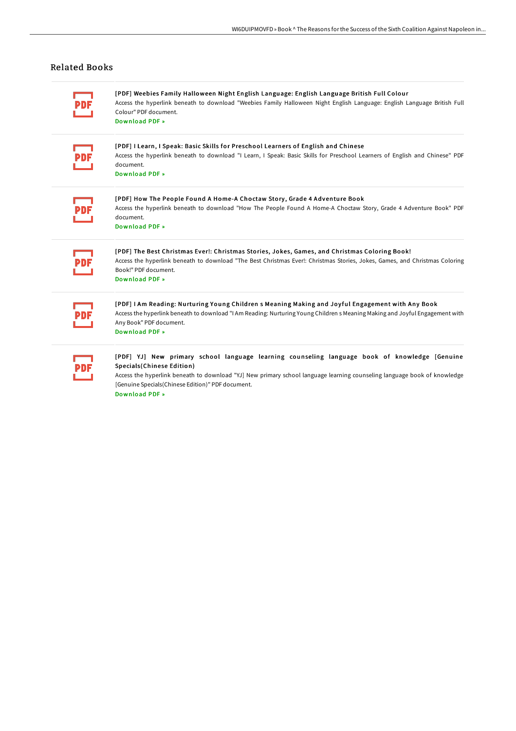## Related Books

**[PDF] Weebies Family Halloween Night English Language: English Language British Full Colour**

Access the hyperlink beneath to download "Weebies Family Halloween Night English Language: English Language British Full Colour" PDF document.

Download PDF »

**[PDF] I Learn, I Speak: Basic Skills for Preschool Learners of English and Chinese**

Access the hyperlink beneath to download "I Learn, I Speak: Basic Skills for Preschool Learners of English and Chinese" PDF document.

Download PDF »

**[PDF] How The People Found A Home-A Choctaw Story, Grade 4 Adventure Book**

Access the hyperlink beneath to download "How The People Found A Home-A Choctaw Story, Grade 4 Adventure Book" PDF document.

Download PDF »

**[PDF] The Best Christmas Ever!: Christmas Stories, Jokes, Games, and Christmas Coloring Book!**

Access the hyperlink beneath to download "The Best Christmas Ever!: Christmas Stories, Jokes, Games, and Christmas Coloring Book!" PDF document.

Download PDF »

**[PDF] I Am Reading: Nurturing Young Children s Meaning Making and Joyful Engagement with Any Book**

Access the hyperlink beneath to download "I Am Reading: Nurturing Young Children s Meaning Making and Joyful Engagement with Any Book" PDF document.

Download PDF »

**[PDF] YJ] New primary school language learning counseling language book of knowledge [Genuine Specials(Chinese Edition)**

Access the hyperlink beneath to download "YJ] New primary school language learning counseling language book of knowledge [Genuine Specials(Chinese Edition)" PDF document.

Download PDF »